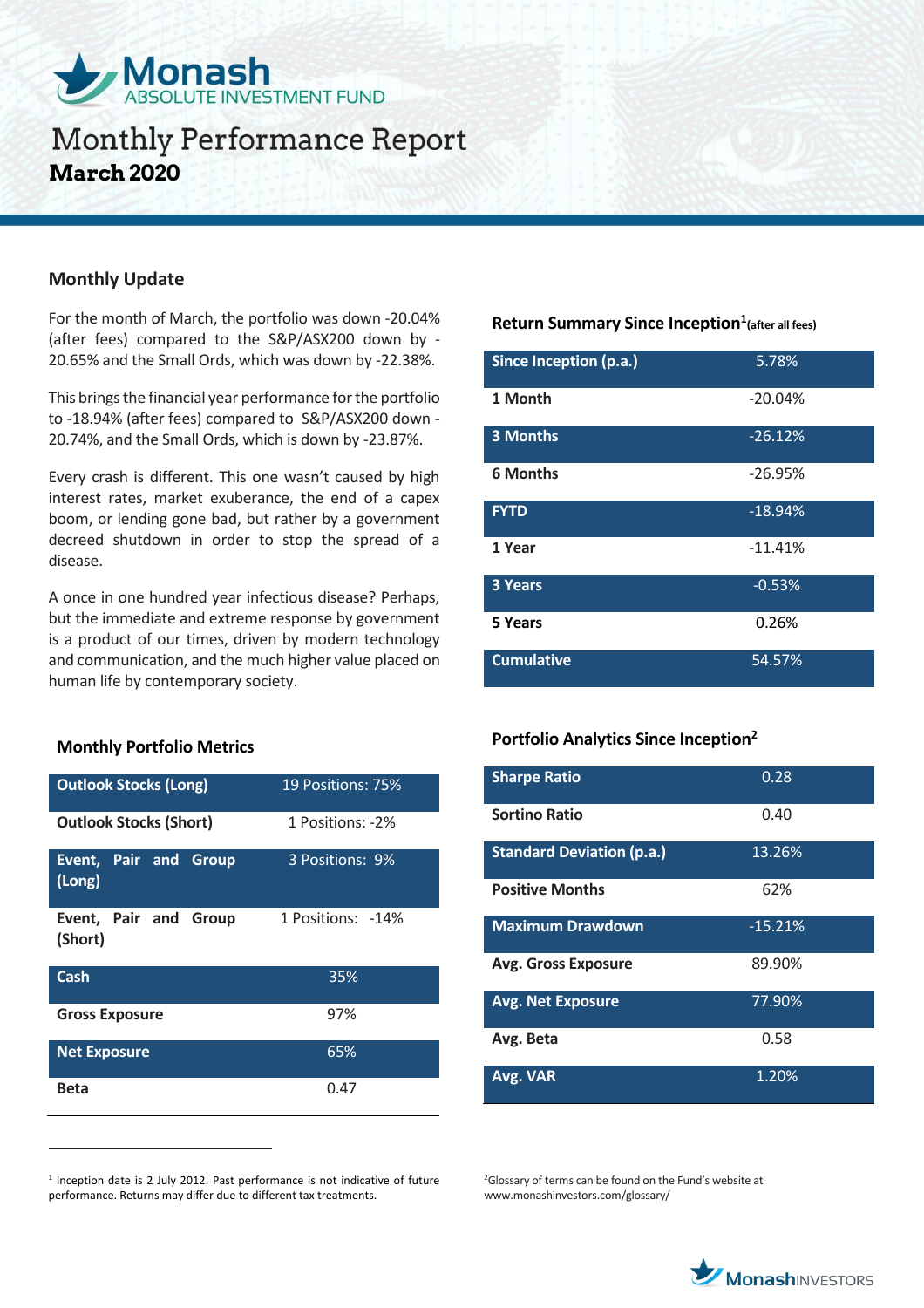# Monash ABSOLUTE INVESTMENT FUND

# Monthly Performance Report

**March 2020**

## Monthly Update

For the month of March, the portfolio was down -20.04% (after fees) compared to the S&P/ASX200 down by -20.65% and the Small Ords, which was down by -22.38%.

This brings the financial year performance for the portfolio to -18.94% (after fees) compared to S&P/ASX200 down -20.74%, and the Small Ords, which is down by -23.87%.

Every crash is different. This one wasn't caused by high interest rates, market exuberance, the end of a capex boom, or lending gone bad, but rather by a government decreed shutdown in order to stop the spread of a disease.

A once in one hundred year infectious disease? Perhaps, but the immediate and extreme response by government is a product of our times, driven by modern technology and communication, and the much higher value placed on human life by contemporary society.

### Return Summary Since Inception[1] (after all fees)

| | |
|---|---|
| **Since Inception (p.a.)** | 5.78% |
| **1 Month** | -20.04% |
| **3 Months** | -26.12% |
| **6 Months** | -26.95% |
| **FYTD** | -18.94% |
| **1 Year** | -11.41% |
| **3 Years** | -0.53% |
| **5 Years** | 0.26% |
| **Cumulative** | 54.57% |

### Monthly Portfolio Metrics

| | |
|---|---|
| **Outlook Stocks (Long)** | 19 Positions: 75% |
| **Outlook Stocks (Short)** | 1 Positions: -2% |
| **Event, Pair and Group (Long)** | 3 Positions: 9% |
| **Event, Pair and Group (Short)** | 1 Positions: -14% |
| **Cash** | 35% |
| **Gross Exposure** | 97% |
| **Net Exposure** | 65% |
| **Beta** | 0.47 |

### Portfolio Analytics Since Inception[2]

| | |
|---|---|
| **Sharpe Ratio** | 0.28 |
| **Sortino Ratio** | 0.40 |
| **Standard Deviation (p.a.)** | 13.26% |
| **Positive Months** | 62% |
| **Maximum Drawdown** | -15.21% |
| **Avg. Gross Exposure** | 89.90% |
| **Avg. Net Exposure** | 77.90% |
| **Avg. Beta** | 0.58 |
| **Avg. VAR** | 1.20% |

[1] Inception date is 2 July 2012. Past performance is not indicative of future performance. Returns may differ due to different tax treatments.

[2] Glossary of terms can be found on the Fund's website at www.monashinvestors.com/glossary/

MonashINVESTORS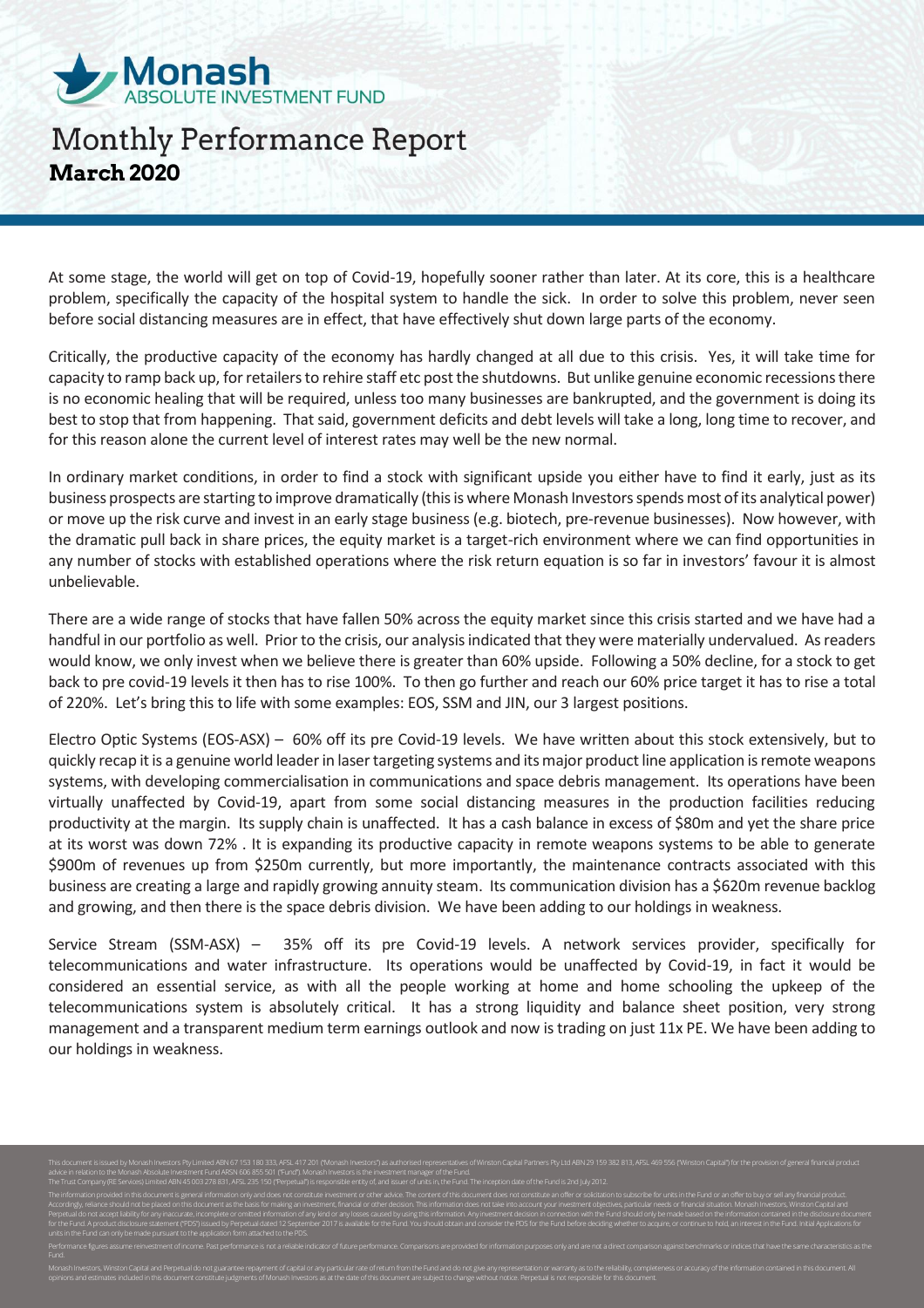At some stage, the world will get on top of Covid-19, hopefully sooner rather than later. At its core, this is a healthcare problem, specifically the capacity of the hospital system to handle the sick. In order to solve this problem, never seen before social distancing measures are in effect, that have effectively shut down large parts of the economy.

Critically, the productive capacity of the economy has hardly changed at all due to this crisis. Yes, it will take time for capacity to ramp back up, for retailers to rehire staff etc post the shutdowns. But unlike genuine economic recessions there is no economic healing that will be required, unless too many businesses are bankrupted, and the government is doing its best to stop that from happening. That said, government deficits and debt levels will take a long, long time to recover, and for this reason alone the current level of interest rates may well be the new normal.

In ordinary market conditions, in order to find a stock with significant upside you either have to find it early, just as its business prospects are starting to improve dramatically (this is where Monash Investors spends most of its analytical power) or move up the risk curve and invest in an early stage business (e.g. biotech, pre-revenue businesses). Now however, with the dramatic pull back in share prices, the equity market is a target-rich environment where we can find opportunities in any number of stocks with established operations where the risk return equation is so far in investors' favour it is almost unbelievable.

There are a wide range of stocks that have fallen 50% across the equity market since this crisis started and we have had a handful in our portfolio as well. Prior to the crisis, our analysis indicated that they were materially undervalued. As readers would know, we only invest when we believe there is greater than 60% upside. Following a 50% decline, for a stock to get back to pre covid-19 levels it then has to rise 100%. To then go further and reach our 60% price target it has to rise a total of 220%. Let's bring this to life with some examples: EOS, SSM and JIN, our 3 largest positions.

Electro Optic Systems (EOS-ASX) – 60% off its pre Covid-19 levels. We have written about this stock extensively, but to quickly recap it is a genuine world leader in laser targeting systems and its major product line application is remote weapons systems, with developing commercialisation in communications and space debris management. Its operations have been virtually unaffected by Covid-19, apart from some social distancing measures in the production facilities reducing productivity at the margin. Its supply chain is unaffected. It has a cash balance in excess of $80m and yet the share price at its worst was down 72% . It is expanding its productive capacity in remote weapons systems to be able to generate $900m of revenues up from $250m currently, but more importantly, the maintenance contracts associated with this business are creating a large and rapidly growing annuity steam. Its communication division has a $620m revenue backlog and growing, and then there is the space debris division. We have been adding to our holdings in weakness.

Service Stream (SSM-ASX) – 35% off its pre Covid-19 levels. A network services provider, specifically for telecommunications and water infrastructure. Its operations would be unaffected by Covid-19, in fact it would be considered an essential service, as with all the people working at home and home schooling the upkeep of the telecommunications system is absolutely critical. It has a strong liquidity and balance sheet position, very strong management and a transparent medium term earnings outlook and now is trading on just 11x PE. We have been adding to our holdings in weakness.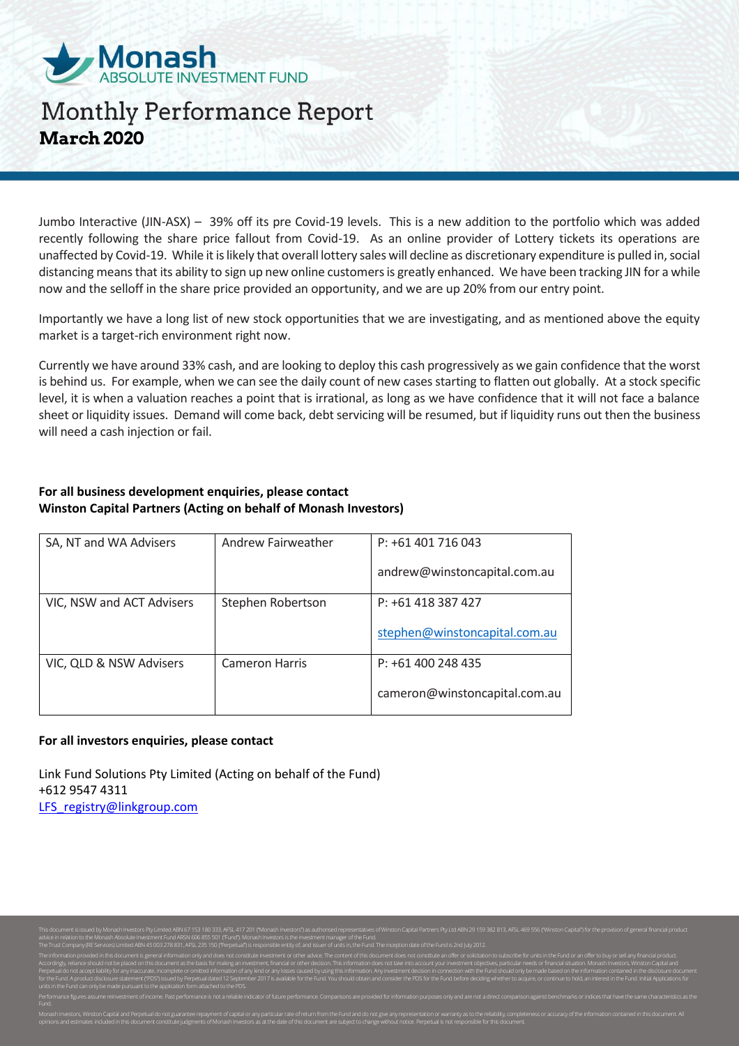Jumbo Interactive (JIN-ASX) – 39% off its pre Covid-19 levels. This is a new addition to the portfolio which was added recently following the share price fallout from Covid-19. As an online provider of Lottery tickets its operations are unaffected by Covid-19. While it is likely that overall lottery sales will decline as discretionary expenditure is pulled in, social distancing means that its ability to sign up new online customers is greatly enhanced. We have been tracking JIN for a while now and the selloff in the share price provided an opportunity, and we are up 20% from our entry point.

Importantly we have a long list of new stock opportunities that we are investigating, and as mentioned above the equity market is a target-rich environment right now.

Currently we have around 33% cash, and are looking to deploy this cash progressively as we gain confidence that the worst is behind us. For example, when we can see the daily count of new cases starting to flatten out globally. At a stock specific level, it is when a valuation reaches a point that is irrational, as long as we have confidence that it will not face a balance sheet or liquidity issues. Demand will come back, debt servicing will be resumed, but if liquidity runs out then the business will need a cash injection or fail.

**For all business development enquiries, please contact**
**Winston Capital Partners (Acting on behalf of Monash Investors)**

| | | |
|---|---|---|
| SA, NT and WA Advisers | Andrew Fairweather | P: +61 401 716 043<br>andrew@winstoncapital.com.au |
| VIC, NSW and ACT Advisers | Stephen Robertson | P: +61 418 387 427<br>stephen@winstoncapital.com.au |
| VIC, QLD & NSW Advisers | Cameron Harris | P: +61 400 248 435<br>cameron@winstoncapital.com.au |

**For all investors enquiries, please contact**

Link Fund Solutions Pty Limited (Acting on behalf of the Fund)
+612 9547 4311
LFS_registry@linkgroup.com

This document is issued by Monash Investors Pty Limited ABN 67 153 180 333, AFSL 417 201 ("Monash Investors") as authorised representatives of Winston Capital Partners Pty Ltd ABN 29 159 382 813, AFSL 469 556 ("Winston Capital") for the provision of general financial product advice in relation to the Monash Absolute Investment Fund ARSN 606 855 501 ("Fund"). Monash Investors is the investment manager of the Fund. The Trust Company (RE Services) Limited ABN 45 003 278 831, AFSL 235 150 ("Perpetual") is responsible entity of, and issuer of units in, the Fund. The inception date of the Fund is 2nd July 2012.

The information provided in this document is general information only and does not constitute investment or other advice. The content of this document does not constitute an offer or solicitation to subscribe for units in the Fund or an offer to buy or sell any financial product. Accordingly, reliance should not be placed on this document as the basis for making an investment, financial or other decision. This information does not take into account your investment objectives, particular needs or financial situation. Monash Investors, Winston Capital and Perpetual do not accept liability for any inaccurate, incomplete or omitted information of any kind or any losses caused by using this information. Any investment decision in connection with the Fund should only be made based on the information contained in the disclosure document for the Fund. A product disclosure statement ("PDS") issued by Perpetual dated 12 September 2017 is available for the Fund. You should obtain and consider the PDS for the Fund before deciding whether to acquire, or continue to hold, an interest in the Fund. Initial Applications for units in the Fund can only be made pursuant to the application form attached to the PDS.

Performance figures assume reinvestment of income. Past performance is not a reliable indicator of future performance. Comparisons are provided for information purposes only and are not a direct comparison against benchmarks or indices that have the same characteristics as the Fund.

Monash Investors, Winston Capital and Perpetual do not guarantee repayment of capital or any particular rate of return from the Fund and do not give any representation or warranty as to the reliability, completeness or accuracy of the information contained in this document. All opinions and estimates included in this document constitute judgments of Monash Investors as at the date of this document are subject to change without notice. Perpetual is not responsible for this document.